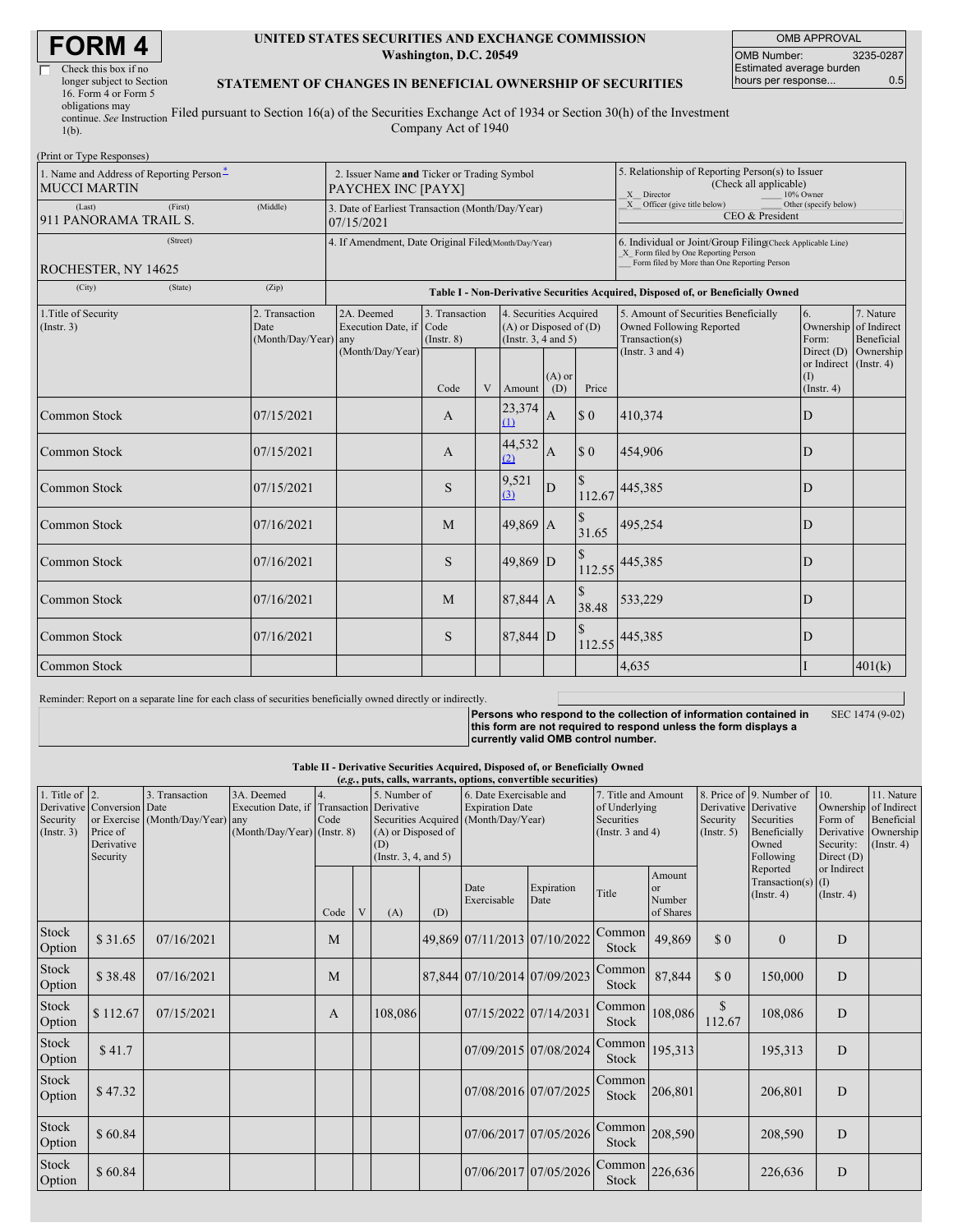# FORM 4

☐ Check this box if no longer subject to Section 16. Form 4 or Form 5 obligations may continue. *See* Instruction 1(b).

**UNITED STATES SECURITIES AND EXCHANGE COMMISSION**
**Washington, D.C. 20549**

**STATEMENT OF CHANGES IN BENEFICIAL OWNERSHIP OF SECURITIES**

Filed pursuant to Section 16(a) of the Securities Exchange Act of 1934 or Section 30(h) of the Investment Company Act of 1940

| OMB APPROVAL | |
|---|---|
| OMB Number: | 3235-0287 |
| Estimated average burden hours per response... | 0.5 |

(Print or Type Responses)

| | | |
|---|---|---|
| 1. Name and Address of Reporting Person* MUCCI MARTIN (Last) (First) (Middle) 911 PANORAMA TRAIL S. (Street) ROCHESTER, NY 14625 (City) (State) (Zip) | 2. Issuer Name **and** Ticker or Trading Symbol PAYCHEX INC [PAYX] | 5. Relationship of Reporting Person(s) to Issuer (Check all applicable) X Director ___ 10% Owner X Officer (give title below) ___ Other (specify below) CEO & President |
| | 3. Date of Earliest Transaction (Month/Day/Year) 07/15/2021 | |
| | 4. If Amendment, Date Original Filed (Month/Day/Year) | 6. Individual or Joint/Group Filing (Check Applicable Line) X Form filed by One Reporting Person ___ Form filed by More than One Reporting Person |

**Table I - Non-Derivative Securities Acquired, Disposed of, or Beneficially Owned**

| 1.Title of Security (Instr. 3) | 2. Transaction Date (Month/Day/Year) | 2A. Deemed Execution Date, if any (Month/Day/Year) | 3. Transaction Code (Instr. 8) | | 4. Securities Acquired (A) or Disposed of (D) (Instr. 3, 4 and 5) | | | 5. Amount of Securities Beneficially Owned Following Reported Transaction(s) (Instr. 3 and 4) | 6. Ownership Form: Direct (D) or Indirect (I) (Instr. 4) | 7. Nature of Indirect Beneficial Ownership (Instr. 4) |
|---|---|---|---|---|---|---|---|---|---|---|
| | | | Code | V | Amount | (A) or (D) | Price | | | |
| Common Stock | 07/15/2021 | | A | | 23,374 (1) | A | $ 0 | 410,374 | D | |
| Common Stock | 07/15/2021 | | A | | 44,532 (2) | A | $ 0 | 454,906 | D | |
| Common Stock | 07/15/2021 | | S | | 9,521 (3) | D | $ 112.67 | 445,385 | D | |
| Common Stock | 07/16/2021 | | M | | 49,869 | A | $ 31.65 | 495,254 | D | |
| Common Stock | 07/16/2021 | | S | | 49,869 | D | $ 112.55 | 445,385 | D | |
| Common Stock | 07/16/2021 | | M | | 87,844 | A | $ 38.48 | 533,229 | D | |
| Common Stock | 07/16/2021 | | S | | 87,844 | D | $ 112.55 | 445,385 | D | |
| Common Stock | | | | | | | | 4,635 | I | 401(k) |

Reminder: Report on a separate line for each class of securities beneficially owned directly or indirectly.

**Persons who respond to the collection of information contained in this form are not required to respond unless the form displays a currently valid OMB control number.** SEC 1474 (9-02)

**Table II - Derivative Securities Acquired, Disposed of, or Beneficially Owned**
**(*e.g.*, puts, calls, warrants, options, convertible securities)**

| 1. Title of Derivative Security (Instr. 3) | 2. Conversion or Exercise Price of Derivative Security | 3. Transaction Date (Month/Day/Year) | 3A. Deemed Execution Date, if any (Month/Day/Year) | 4. Transaction Code (Instr. 8) | | 5. Number of Derivative Securities Acquired (A) or Disposed of (D) (Instr. 3, 4, and 5) | | 6. Date Exercisable and Expiration Date (Month/Day/Year) | | 7. Title and Amount of Underlying Securities (Instr. 3 and 4) | | 8. Price of Derivative Security (Instr. 5) | 9. Number of Derivative Securities Beneficially Owned Following Reported Transaction(s) (Instr. 4) | 10. Ownership Form of Derivative Security: Direct (D) or Indirect (I) (Instr. 4) | 11. Nature of Indirect Beneficial Ownership (Instr. 4) |
|---|---|---|---|---|---|---|---|---|---|---|---|---|---|---|---|
| | | | | Code | V | (A) | (D) | Date Exercisable | Expiration Date | Title | Amount or Number of Shares | | | | |
| Stock Option | $ 31.65 | 07/16/2021 | | M | | | 49,869 | 07/11/2013 | 07/10/2022 | Common Stock | 49,869 | $ 0 | 0 | D | |
| Stock Option | $ 38.48 | 07/16/2021 | | M | | | 87,844 | 07/10/2014 | 07/09/2023 | Common Stock | 87,844 | $ 0 | 150,000 | D | |
| Stock Option | $ 112.67 | 07/15/2021 | | A | | 108,086 | | 07/15/2022 | 07/14/2031 | Common Stock | 108,086 | $ 112.67 | 108,086 | D | |
| Stock Option | $ 41.7 | | | | | | | 07/09/2015 | 07/08/2024 | Common Stock | 195,313 | | 195,313 | D | |
| Stock Option | $ 47.32 | | | | | | | 07/08/2016 | 07/07/2025 | Common Stock | 206,801 | | 206,801 | D | |
| Stock Option | $ 60.84 | | | | | | | 07/06/2017 | 07/05/2026 | Common Stock | 208,590 | | 208,590 | D | |
| Stock Option | $ 60.84 | | | | | | | 07/06/2017 | 07/05/2026 | Common Stock | 226,636 | | 226,636 | D | |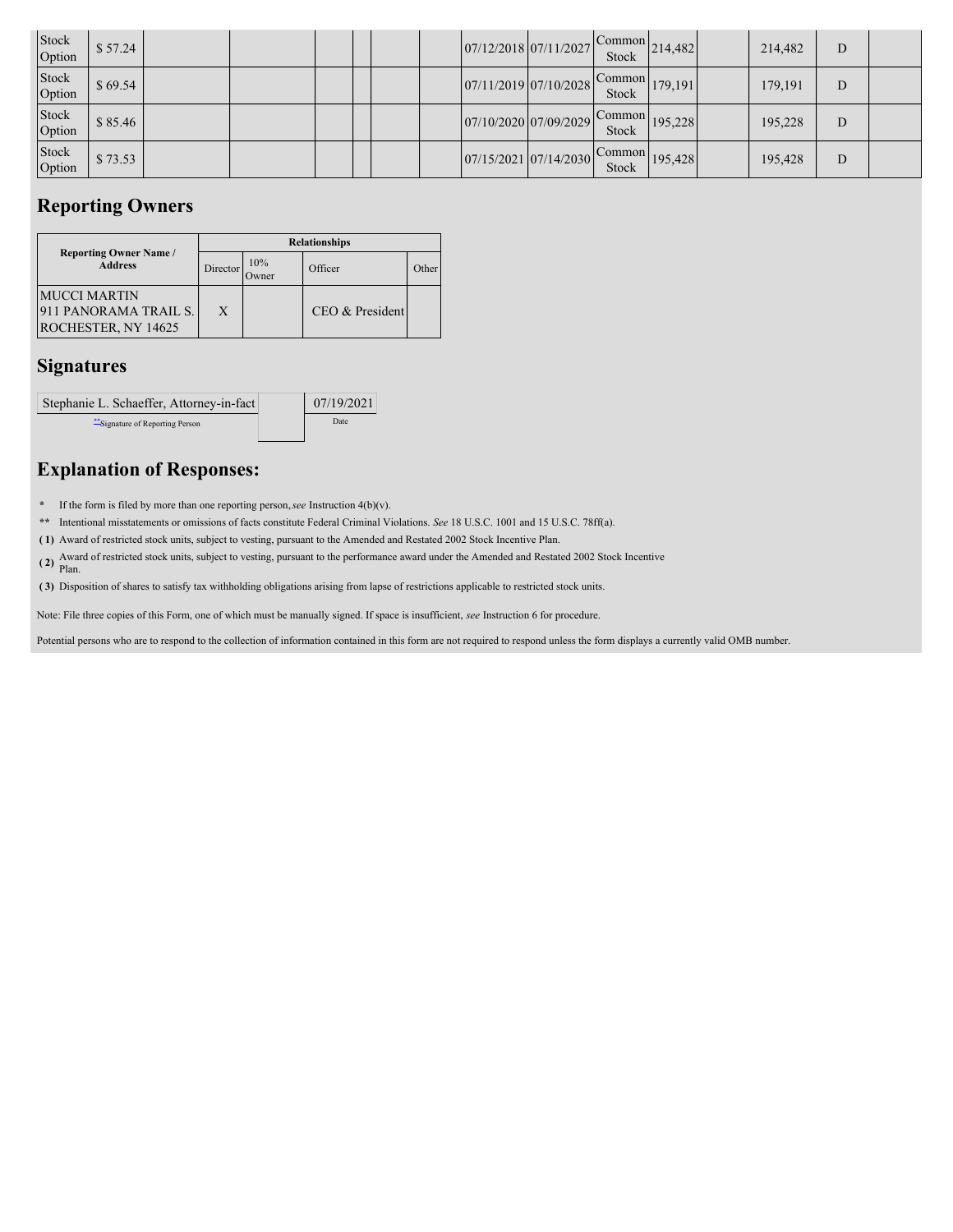| | | | | | | | | | | | | | | |
|---|---|---|---|---|---|---|---|---|---|---|---|---|---|---|
| Stock Option | $ 57.24 | | | | | | | 07/12/2018 | 07/11/2027 | Common Stock | 214,482 | | 214,482 | D | |
| Stock Option | $ 69.54 | | | | | | | 07/11/2019 | 07/10/2028 | Common Stock | 179,191 | | 179,191 | D | |
| Stock Option | $ 85.46 | | | | | | | 07/10/2020 | 07/09/2029 | Common Stock | 195,228 | | 195,228 | D | |
| Stock Option | $ 73.53 | | | | | | | 07/15/2021 | 07/14/2030 | Common Stock | 195,428 | | 195,428 | D | |

## Reporting Owners

| Reporting Owner Name / Address | Relationships | | | |
|---|---|---|---|---|
| | Director | 10% Owner | Officer | Other |
| MUCCI MARTIN<br>911 PANORAMA TRAIL S.<br>ROCHESTER, NY 14625 | X | | CEO & President | |

## Signatures

| | | |
|---|---|---|
| Stephanie L. Schaeffer, Attorney-in-fact | | 07/19/2021 |
| **Signature of Reporting Person | | Date |

## Explanation of Responses:

\* If the form is filed by more than one reporting person, *see* Instruction 4(b)(v).

\*\* Intentional misstatements or omissions of facts constitute Federal Criminal Violations. *See* 18 U.S.C. 1001 and 15 U.S.C. 78ff(a).

(1) Award of restricted stock units, subject to vesting, pursuant to the Amended and Restated 2002 Stock Incentive Plan.

(2) Award of restricted stock units, subject to vesting, pursuant to the performance award under the Amended and Restated 2002 Stock Incentive Plan.

(3) Disposition of shares to satisfy tax withholding obligations arising from lapse of restrictions applicable to restricted stock units.

Note: File three copies of this Form, one of which must be manually signed. If space is insufficient, *see* Instruction 6 for procedure.

Potential persons who are to respond to the collection of information contained in this form are not required to respond unless the form displays a currently valid OMB number.